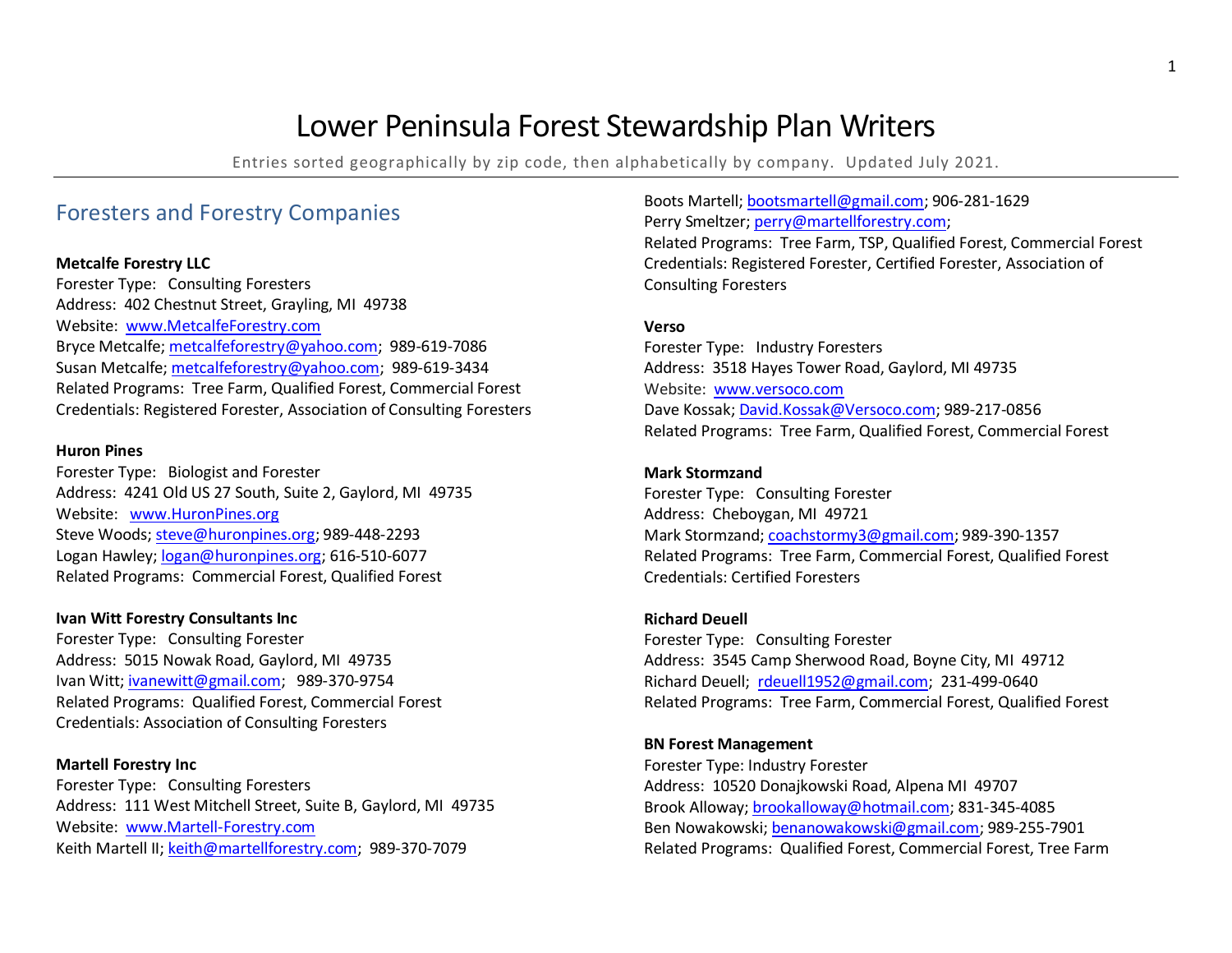# Lower Peninsula Forest Stewardship Plan Writers

Entries sorted geographically by zip code, then alphabetically by company. Updated July 2021.

## Foresters and Forestry Companies

**Metcalfe Forestry LLC**
Forester Type: Consulting Foresters
Address: 402 Chestnut Street, Grayling, MI 49738
Website: www.MetcalfeForestry.com
Bryce Metcalfe; metcalfeforestry@yahoo.com; 989-619-7086
Susan Metcalfe; metcalfeforestry@yahoo.com; 989-619-3434
Related Programs: Tree Farm, Qualified Forest, Commercial Forest
Credentials: Registered Forester, Association of Consulting Foresters

**Huron Pines**
Forester Type: Biologist and Forester
Address: 4241 Old US 27 South, Suite 2, Gaylord, MI 49735
Website: www.HuronPines.org
Steve Woods; steve@huronpines.org; 989-448-2293
Logan Hawley; logan@huronpines.org; 616-510-6077
Related Programs: Commercial Forest, Qualified Forest

**Ivan Witt Forestry Consultants Inc**
Forester Type: Consulting Forester
Address: 5015 Nowak Road, Gaylord, MI 49735
Ivan Witt; ivanewitt@gmail.com; 989-370-9754
Related Programs: Qualified Forest, Commercial Forest
Credentials: Association of Consulting Foresters

**Martell Forestry Inc**
Forester Type: Consulting Foresters
Address: 111 West Mitchell Street, Suite B, Gaylord, MI 49735
Website: www.Martell-Forestry.com
Keith Martell II; keith@martellforestry.com; 989-370-7079
Boots Martell; bootsmartell@gmail.com; 906-281-1629
Perry Smeltzer; perry@martellforestry.com;
Related Programs: Tree Farm, TSP, Qualified Forest, Commercial Forest
Credentials: Registered Forester, Certified Forester, Association of Consulting Foresters

**Verso**
Forester Type: Industry Foresters
Address: 3518 Hayes Tower Road, Gaylord, MI 49735
Website: www.versoco.com
Dave Kossak; David.Kossak@Versoco.com; 989-217-0856
Related Programs: Tree Farm, Qualified Forest, Commercial Forest

**Mark Stormzand**
Forester Type: Consulting Forester
Address: Cheboygan, MI 49721
Mark Stormzand; coachstormy3@gmail.com; 989-390-1357
Related Programs: Tree Farm, Commercial Forest, Qualified Forest
Credentials: Certified Foresters

**Richard Deuell**
Forester Type: Consulting Forester
Address: 3545 Camp Sherwood Road, Boyne City, MI 49712
Richard Deuell; rdeuell1952@gmail.com; 231-499-0640
Related Programs: Tree Farm, Commercial Forest, Qualified Forest

**BN Forest Management**
Forester Type: Industry Forester
Address: 10520 Donajkowski Road, Alpena MI 49707
Brook Alloway; brookalloway@hotmail.com; 831-345-4085
Ben Nowakowski; benanowakowski@gmail.com; 989-255-7901
Related Programs: Qualified Forest, Commercial Forest, Tree Farm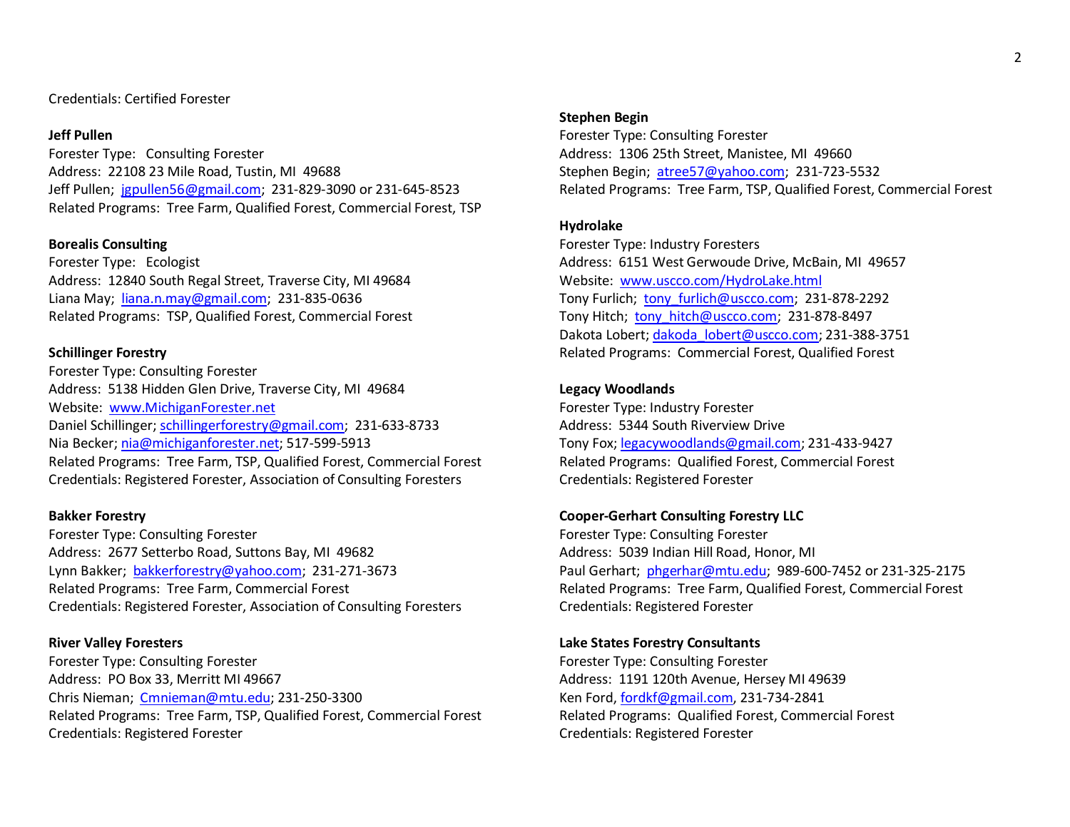Credentials: Certified Forester

**Jeff Pullen**
Forester Type: Consulting Forester
Address: 22108 23 Mile Road, Tustin, MI 49688
Jeff Pullen; jgpullen56@gmail.com; 231-829-3090 or 231-645-8523
Related Programs: Tree Farm, Qualified Forest, Commercial Forest, TSP

**Borealis Consulting**
Forester Type: Ecologist
Address: 12840 South Regal Street, Traverse City, MI 49684
Liana May; liana.n.may@gmail.com; 231-835-0636
Related Programs: TSP, Qualified Forest, Commercial Forest

**Schillinger Forestry**
Forester Type: Consulting Forester
Address: 5138 Hidden Glen Drive, Traverse City, MI 49684
Website: www.MichiganForester.net
Daniel Schillinger; schillingerforestry@gmail.com; 231-633-8733
Nia Becker; nia@michiganforester.net; 517-599-5913
Related Programs: Tree Farm, TSP, Qualified Forest, Commercial Forest
Credentials: Registered Forester, Association of Consulting Foresters

**Bakker Forestry**
Forester Type: Consulting Forester
Address: 2677 Setterbo Road, Suttons Bay, MI 49682
Lynn Bakker; bakkerforestry@yahoo.com; 231-271-3673
Related Programs: Tree Farm, Commercial Forest
Credentials: Registered Forester, Association of Consulting Foresters

**River Valley Foresters**
Forester Type: Consulting Forester
Address: PO Box 33, Merritt MI 49667
Chris Nieman; Cmnieman@mtu.edu; 231-250-3300
Related Programs: Tree Farm, TSP, Qualified Forest, Commercial Forest
Credentials: Registered Forester

**Stephen Begin**
Forester Type: Consulting Forester
Address: 1306 25th Street, Manistee, MI 49660
Stephen Begin; atree57@yahoo.com; 231-723-5532
Related Programs: Tree Farm, TSP, Qualified Forest, Commercial Forest

**Hydrolake**
Forester Type: Industry Foresters
Address: 6151 West Gerwoude Drive, McBain, MI 49657
Website: www.uscco.com/HydroLake.html
Tony Furlich; tony_furlich@uscco.com; 231-878-2292
Tony Hitch; tony_hitch@uscco.com; 231-878-8497
Dakota Lobert; dakoda_lobert@uscco.com; 231-388-3751
Related Programs: Commercial Forest, Qualified Forest

**Legacy Woodlands**
Forester Type: Industry Forester
Address: 5344 South Riverview Drive
Tony Fox; legacywoodlands@gmail.com; 231-433-9427
Related Programs: Qualified Forest, Commercial Forest
Credentials: Registered Forester

**Cooper-Gerhart Consulting Forestry LLC**
Forester Type: Consulting Forester
Address: 5039 Indian Hill Road, Honor, MI
Paul Gerhart; phgerhar@mtu.edu; 989-600-7452 or 231-325-2175
Related Programs: Tree Farm, Qualified Forest, Commercial Forest
Credentials: Registered Forester

**Lake States Forestry Consultants**
Forester Type: Consulting Forester
Address: 1191 120th Avenue, Hersey MI 49639
Ken Ford, fordkf@gmail.com, 231-734-2841
Related Programs: Qualified Forest, Commercial Forest
Credentials: Registered Forester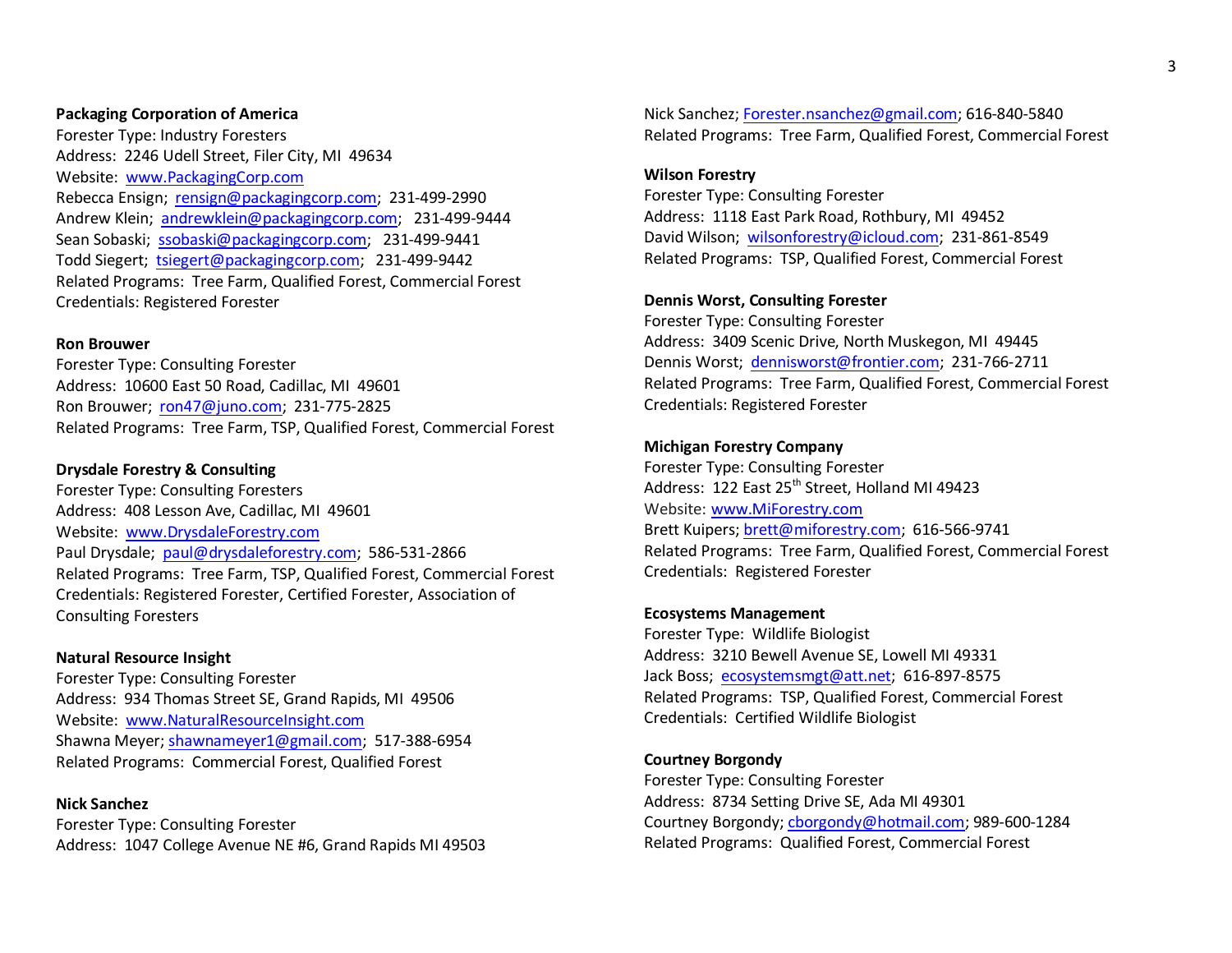**Packaging Corporation of America**
Forester Type: Industry Foresters
Address: 2246 Udell Street, Filer City, MI 49634
Website: www.PackagingCorp.com
Rebecca Ensign; rensign@packagingcorp.com; 231-499-2990
Andrew Klein; andrewklein@packagingcorp.com; 231-499-9444
Sean Sobaski; ssobaski@packagingcorp.com; 231-499-9441
Todd Siegert; tsiegert@packagingcorp.com; 231-499-9442
Related Programs: Tree Farm, Qualified Forest, Commercial Forest
Credentials: Registered Forester

**Ron Brouwer**
Forester Type: Consulting Forester
Address: 10600 East 50 Road, Cadillac, MI 49601
Ron Brouwer; ron47@juno.com; 231-775-2825
Related Programs: Tree Farm, TSP, Qualified Forest, Commercial Forest

**Drysdale Forestry & Consulting**
Forester Type: Consulting Foresters
Address: 408 Lesson Ave, Cadillac, MI 49601
Website: www.DrysdaleForestry.com
Paul Drysdale; paul@drysdaleforestry.com; 586-531-2866
Related Programs: Tree Farm, TSP, Qualified Forest, Commercial Forest
Credentials: Registered Forester, Certified Forester, Association of Consulting Foresters

**Natural Resource Insight**
Forester Type: Consulting Forester
Address: 934 Thomas Street SE, Grand Rapids, MI 49506
Website: www.NaturalResourceInsight.com
Shawna Meyer; shawnameyer1@gmail.com; 517-388-6954
Related Programs: Commercial Forest, Qualified Forest

**Nick Sanchez**
Forester Type: Consulting Forester
Address: 1047 College Avenue NE #6, Grand Rapids MI 49503
Nick Sanchez; Forester.nsanchez@gmail.com; 616-840-5840
Related Programs: Tree Farm, Qualified Forest, Commercial Forest

**Wilson Forestry**
Forester Type: Consulting Forester
Address: 1118 East Park Road, Rothbury, MI 49452
David Wilson; wilsonforestry@icloud.com; 231-861-8549
Related Programs: TSP, Qualified Forest, Commercial Forest

**Dennis Worst, Consulting Forester**
Forester Type: Consulting Forester
Address: 3409 Scenic Drive, North Muskegon, MI 49445
Dennis Worst; dennisworst@frontier.com; 231-766-2711
Related Programs: Tree Farm, Qualified Forest, Commercial Forest
Credentials: Registered Forester

**Michigan Forestry Company**
Forester Type: Consulting Forester
Address: 122 East 25th Street, Holland MI 49423
Website: www.MiForestry.com
Brett Kuipers; brett@miforestry.com; 616-566-9741
Related Programs: Tree Farm, Qualified Forest, Commercial Forest
Credentials: Registered Forester

**Ecosystems Management**
Forester Type: Wildlife Biologist
Address: 3210 Bewell Avenue SE, Lowell MI 49331
Jack Boss; ecosystemsmgt@att.net; 616-897-8575
Related Programs: TSP, Qualified Forest, Commercial Forest
Credentials: Certified Wildlife Biologist

**Courtney Borgondy**
Forester Type: Consulting Forester
Address: 8734 Setting Drive SE, Ada MI 49301
Courtney Borgondy; cborgondy@hotmail.com; 989-600-1284
Related Programs: Qualified Forest, Commercial Forest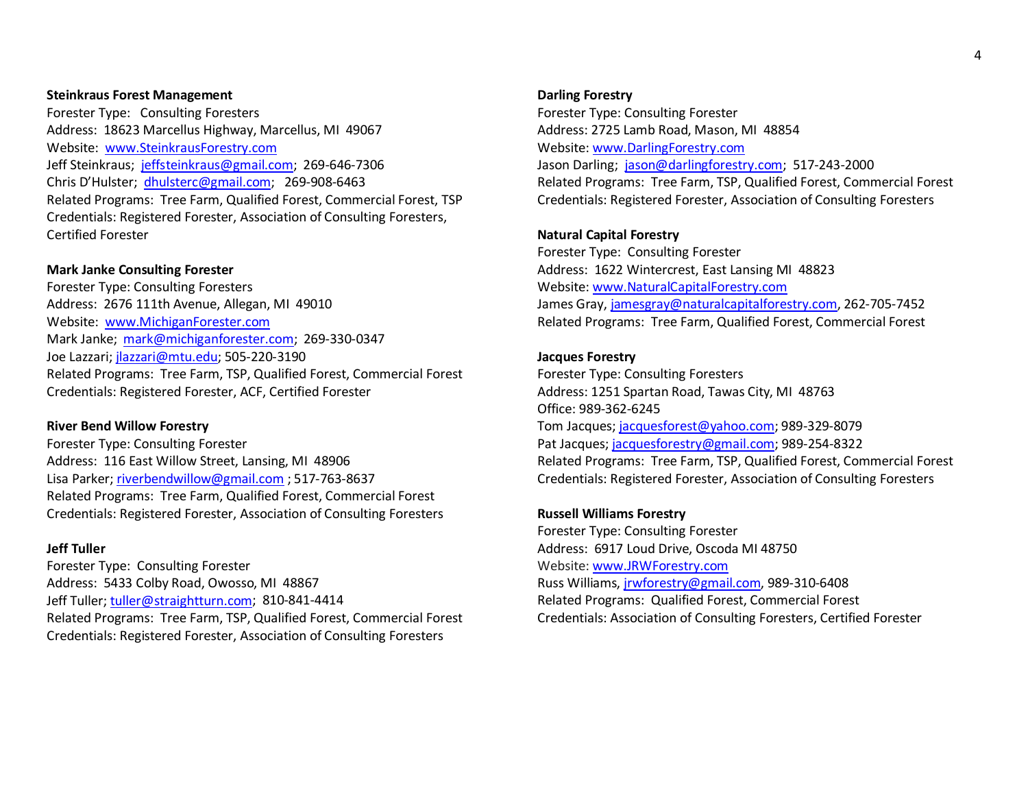**Steinkraus Forest Management**
Forester Type: Consulting Foresters
Address: 18623 Marcellus Highway, Marcellus, MI 49067
Website: www.SteinkrausForestry.com
Jeff Steinkraus; jeffsteinkraus@gmail.com; 269-646-7306
Chris D'Hulster; dhulsterc@gmail.com; 269-908-6463
Related Programs: Tree Farm, Qualified Forest, Commercial Forest, TSP
Credentials: Registered Forester, Association of Consulting Foresters, Certified Forester

**Mark Janke Consulting Forester**
Forester Type: Consulting Foresters
Address: 2676 111th Avenue, Allegan, MI 49010
Website: www.MichiganForester.com
Mark Janke; mark@michiganforester.com; 269-330-0347
Joe Lazzari; jlazzari@mtu.edu; 505-220-3190
Related Programs: Tree Farm, TSP, Qualified Forest, Commercial Forest
Credentials: Registered Forester, ACF, Certified Forester

**River Bend Willow Forestry**
Forester Type: Consulting Forester
Address: 116 East Willow Street, Lansing, MI 48906
Lisa Parker; riverbendwillow@gmail.com ; 517-763-8637
Related Programs: Tree Farm, Qualified Forest, Commercial Forest
Credentials: Registered Forester, Association of Consulting Foresters

**Jeff Tuller**
Forester Type: Consulting Forester
Address: 5433 Colby Road, Owosso, MI 48867
Jeff Tuller; tuller@straightturn.com; 810-841-4414
Related Programs: Tree Farm, TSP, Qualified Forest, Commercial Forest
Credentials: Registered Forester, Association of Consulting Foresters

**Darling Forestry**
Forester Type: Consulting Forester
Address: 2725 Lamb Road, Mason, MI 48854
Website: www.DarlingForestry.com
Jason Darling; jason@darlingforestry.com; 517-243-2000
Related Programs: Tree Farm, TSP, Qualified Forest, Commercial Forest
Credentials: Registered Forester, Association of Consulting Foresters

**Natural Capital Forestry**
Forester Type: Consulting Forester
Address: 1622 Wintercrest, East Lansing MI 48823
Website: www.NaturalCapitalForestry.com
James Gray, jamesgray@naturalcapitalforestry.com, 262-705-7452
Related Programs: Tree Farm, Qualified Forest, Commercial Forest

**Jacques Forestry**
Forester Type: Consulting Foresters
Address: 1251 Spartan Road, Tawas City, MI 48763
Office: 989-362-6245
Tom Jacques; jacquesforest@yahoo.com; 989-329-8079
Pat Jacques; jacquesforestry@gmail.com; 989-254-8322
Related Programs: Tree Farm, TSP, Qualified Forest, Commercial Forest
Credentials: Registered Forester, Association of Consulting Foresters

**Russell Williams Forestry**
Forester Type: Consulting Forester
Address: 6917 Loud Drive, Oscoda MI 48750
Website: www.JRWForestry.com
Russ Williams, jrwforestry@gmail.com, 989-310-6408
Related Programs: Qualified Forest, Commercial Forest
Credentials: Association of Consulting Foresters, Certified Forester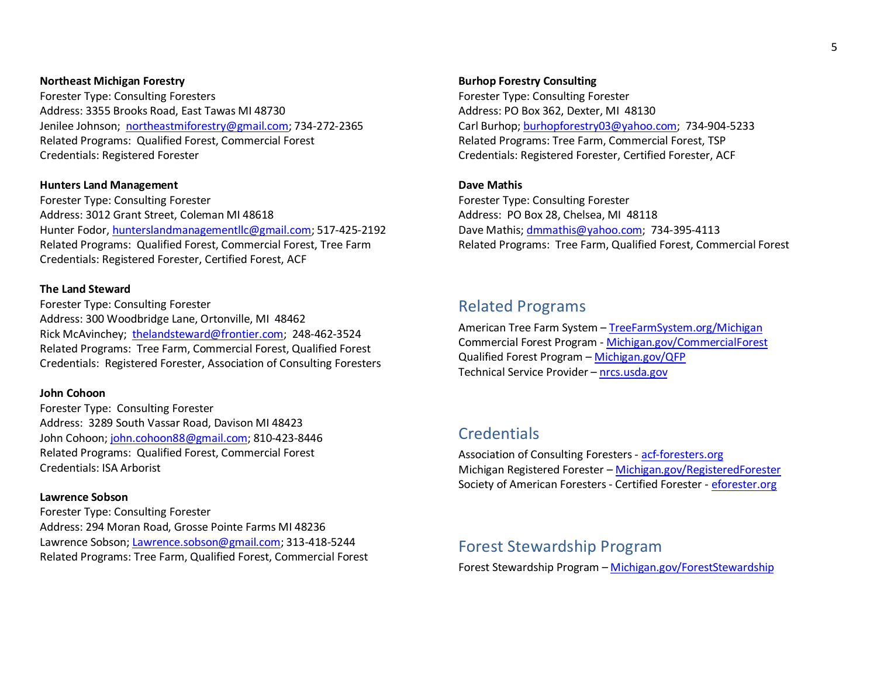**Northeast Michigan Forestry**
Forester Type: Consulting Foresters
Address: 3355 Brooks Road, East Tawas MI 48730
Jenilee Johnson; northeastmiforestry@gmail.com; 734-272-2365
Related Programs: Qualified Forest, Commercial Forest
Credentials: Registered Forester

**Hunters Land Management**
Forester Type: Consulting Forester
Address: 3012 Grant Street, Coleman MI 48618
Hunter Fodor, hunterslandmanagementllc@gmail.com; 517-425-2192
Related Programs: Qualified Forest, Commercial Forest, Tree Farm
Credentials: Registered Forester, Certified Forest, ACF

**The Land Steward**
Forester Type: Consulting Forester
Address: 300 Woodbridge Lane, Ortonville, MI 48462
Rick McAvinchey; thelandsteward@frontier.com; 248-462-3524
Related Programs: Tree Farm, Commercial Forest, Qualified Forest
Credentials: Registered Forester, Association of Consulting Foresters

**John Cohoon**
Forester Type: Consulting Forester
Address: 3289 South Vassar Road, Davison MI 48423
John Cohoon; john.cohoon88@gmail.com; 810-423-8446
Related Programs: Qualified Forest, Commercial Forest
Credentials: ISA Arborist

**Lawrence Sobson**
Forester Type: Consulting Forester
Address: 294 Moran Road, Grosse Pointe Farms MI 48236
Lawrence Sobson; Lawrence.sobson@gmail.com; 313-418-5244
Related Programs: Tree Farm, Qualified Forest, Commercial Forest

**Burhop Forestry Consulting**
Forester Type: Consulting Forester
Address: PO Box 362, Dexter, MI 48130
Carl Burhop; burhopforestry03@yahoo.com; 734-904-5233
Related Programs: Tree Farm, Commercial Forest, TSP
Credentials: Registered Forester, Certified Forester, ACF

**Dave Mathis**
Forester Type: Consulting Forester
Address: PO Box 28, Chelsea, MI 48118
Dave Mathis; dmmathis@yahoo.com; 734-395-4113
Related Programs: Tree Farm, Qualified Forest, Commercial Forest

## Related Programs

American Tree Farm System – TreeFarmSystem.org/Michigan
Commercial Forest Program - Michigan.gov/CommercialForest
Qualified Forest Program – Michigan.gov/QFP
Technical Service Provider – nrcs.usda.gov

## Credentials

Association of Consulting Foresters - acf-foresters.org
Michigan Registered Forester – Michigan.gov/RegisteredForester
Society of American Foresters - Certified Forester - eforester.org

## Forest Stewardship Program

Forest Stewardship Program – Michigan.gov/ForestStewardship